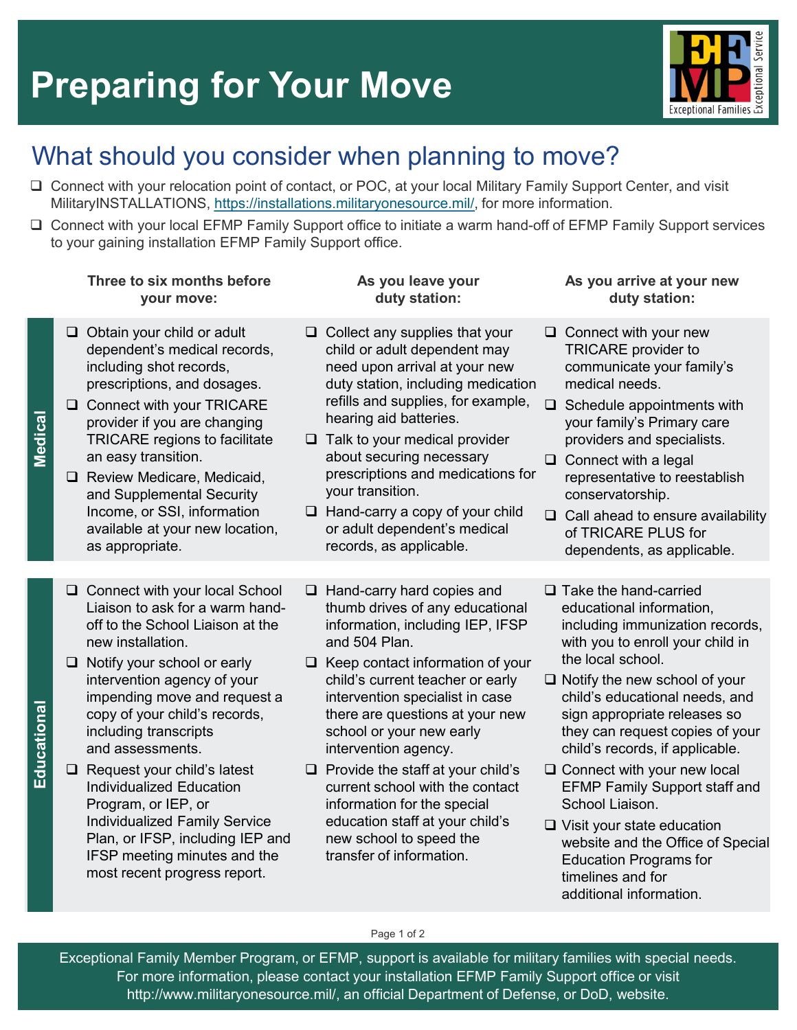# Preparing for Your Move

## What should you consider when planning to move?

- ❑ Connect with your relocation point of contact, or POC, at your local Military Family Support Center, and visit MilitaryINSTALLATIONS, https://installations.militaryonesource.mil/, for more information.
- ❑ Connect with your local EFMP Family Support office to initiate a warm hand-off of EFMP Family Support services to your gaining installation EFMP Family Support office.

| | Three to six months before your move: | As you leave your duty station: | As you arrive at your new duty station: |
|---|---|---|---|
| **Medical** | ❑ Obtain your child or adult dependent's medical records, including shot records, prescriptions, and dosages.<br>❑ Connect with your TRICARE provider if you are changing TRICARE regions to facilitate an easy transition.<br>❑ Review Medicare, Medicaid, and Supplemental Security Income, or SSI, information available at your new location, as appropriate. | ❑ Collect any supplies that your child or adult dependent may need upon arrival at your new duty station, including medication refills and supplies, for example, hearing aid batteries.<br>❑ Talk to your medical provider about securing necessary prescriptions and medications for your transition.<br>❑ Hand-carry a copy of your child or adult dependent's medical records, as applicable. | ❑ Connect with your new TRICARE provider to communicate your family's medical needs.<br>❑ Schedule appointments with your family's Primary care providers and specialists.<br>❑ Connect with a legal representative to reestablish conservatorship.<br>❑ Call ahead to ensure availability of TRICARE PLUS for dependents, as applicable. |
| **Educational** | ❑ Connect with your local School Liaison to ask for a warm hand-off to the School Liaison at the new installation.<br>❑ Notify your school or early intervention agency of your impending move and request a copy of your child's records, including transcripts and assessments.<br>❑ Request your child's latest Individualized Education Program, or IEP, or Individualized Family Service Plan, or IFSP, including IEP and IFSP meeting minutes and the most recent progress report. | ❑ Hand-carry hard copies and thumb drives of any educational information, including IEP, IFSP and 504 Plan.<br>❑ Keep contact information of your child's current teacher or early intervention specialist in case there are questions at your new school or your new early intervention agency.<br>❑ Provide the staff at your child's current school with the contact information for the special education staff at your child's new school to speed the transfer of information. | ❑ Take the hand-carried educational information, including immunization records, with you to enroll your child in the local school.<br>❑ Notify the new school of your child's educational needs, and sign appropriate releases so they can request copies of your child's records, if applicable.<br>❑ Connect with your new local EFMP Family Support staff and School Liaison.<br>❑ Visit your state education website and the Office of Special Education Programs for timelines and for additional information. |

Exceptional Family Member Program, or EFMP, support is available for military families with special needs. For more information, please contact your installation EFMP Family Support office or visit http://www.militaryonesource.mil/, an official Department of Defense, or DoD, website.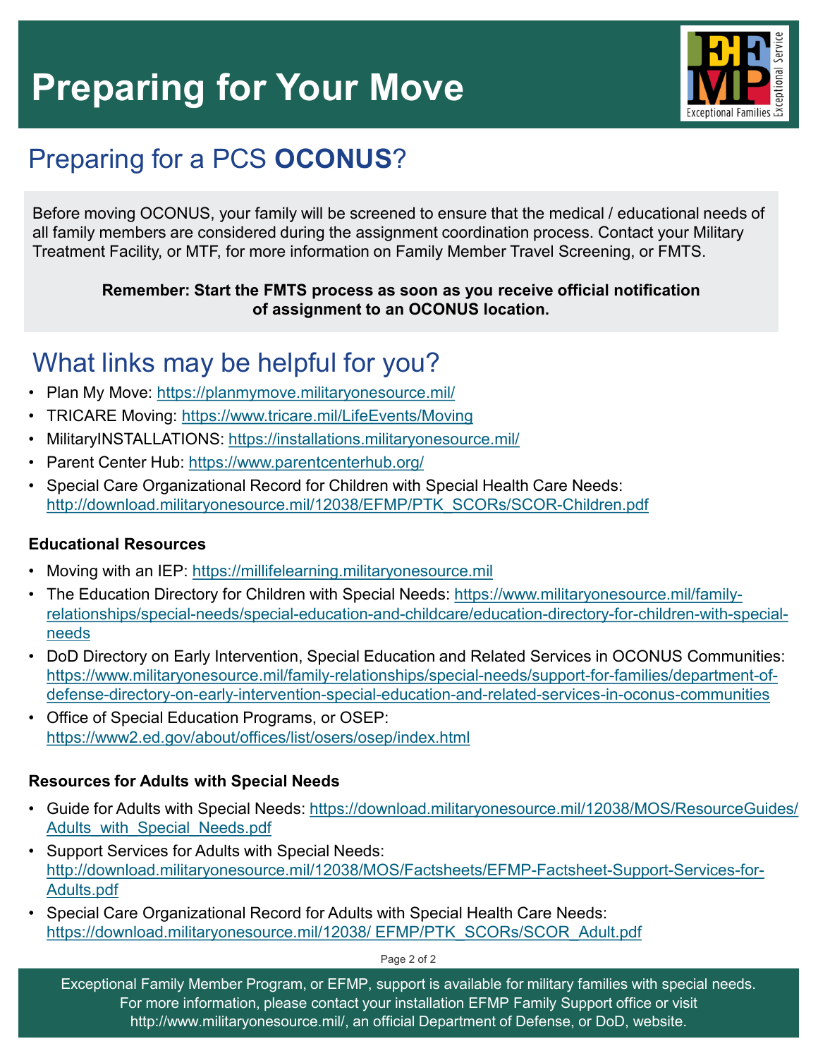# Preparing for Your Move

## Preparing for a PCS **OCONUS**?

Before moving OCONUS, your family will be screened to ensure that the medical / educational needs of all family members are considered during the assignment coordination process. Contact your Military Treatment Facility, or MTF, for more information on Family Member Travel Screening, or FMTS.

**Remember: Start the FMTS process as soon as you receive official notification of assignment to an OCONUS location.**

## What links may be helpful for you?

- Plan My Move: https://planmymove.militaryonesource.mil/
- TRICARE Moving: https://www.tricare.mil/LifeEvents/Moving
- MilitaryINSTALLATIONS: https://installations.militaryonesource.mil/
- Parent Center Hub: https://www.parentcenterhub.org/
- Special Care Organizational Record for Children with Special Health Care Needs: http://download.militaryonesource.mil/12038/EFMP/PTK_SCORs/SCOR-Children.pdf

### Educational Resources

- Moving with an IEP: https://millifelearning.militaryonesource.mil
- The Education Directory for Children with Special Needs: https://www.militaryonesource.mil/family-relationships/special-needs/special-education-and-childcare/education-directory-for-children-with-special-needs
- DoD Directory on Early Intervention, Special Education and Related Services in OCONUS Communities: https://www.militaryonesource.mil/family-relationships/special-needs/support-for-families/department-of-defense-directory-on-early-intervention-special-education-and-related-services-in-oconus-communities
- Office of Special Education Programs, or OSEP: https://www2.ed.gov/about/offices/list/osers/osep/index.html

### Resources for Adults with Special Needs

- Guide for Adults with Special Needs: https://download.militaryonesource.mil/12038/MOS/ResourceGuides/Adults_with_Special_Needs.pdf
- Support Services for Adults with Special Needs: http://download.militaryonesource.mil/12038/MOS/Factsheets/EFMP-Factsheet-Support-Services-for-Adults.pdf
- Special Care Organizational Record for Adults with Special Health Care Needs: https://download.militaryonesource.mil/12038/ EFMP/PTK_SCORs/SCOR_Adult.pdf

Exceptional Family Member Program, or EFMP, support is available for military families with special needs. For more information, please contact your installation EFMP Family Support office or visit http://www.militaryonesource.mil/, an official Department of Defense, or DoD, website.